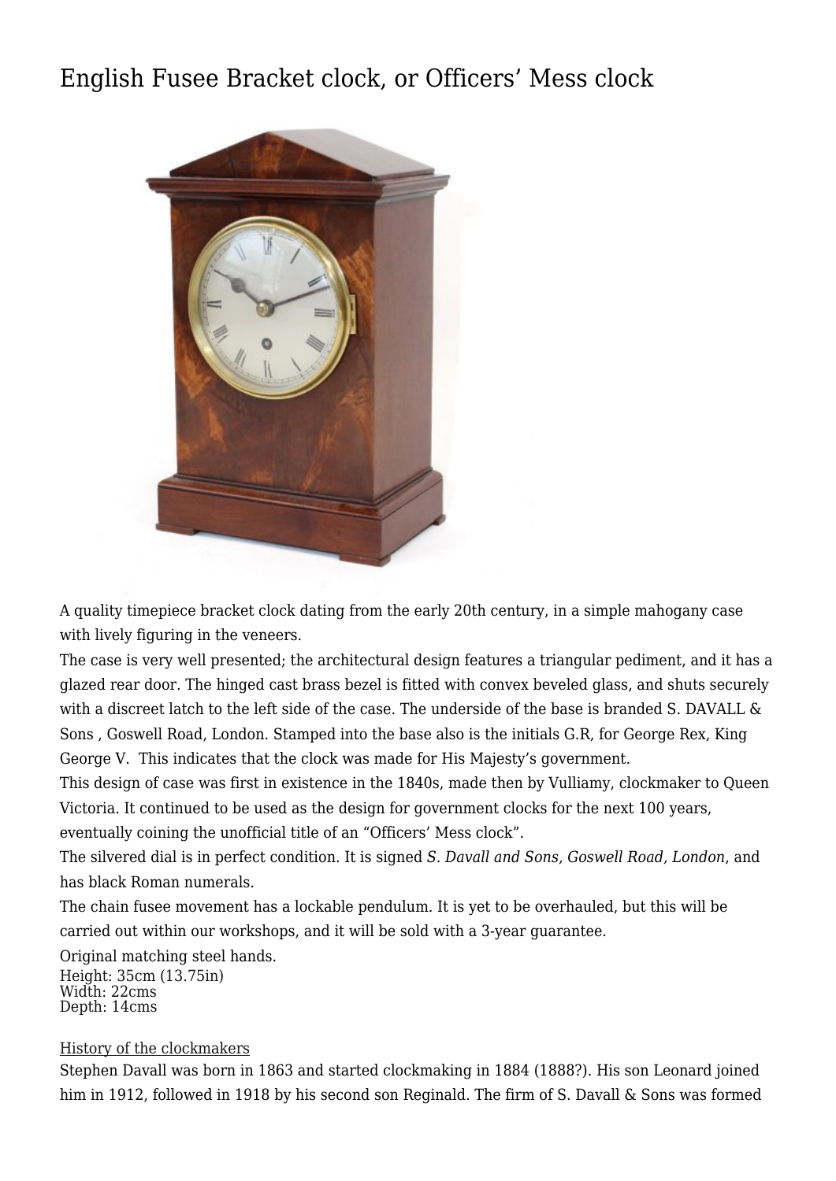# English Fusee Bracket clock, or Officers' Mess clock

A quality timepiece bracket clock dating from the early 20th century, in a simple mahogany case with lively figuring in the veneers.

The case is very well presented; the architectural design features a triangular pediment, and it has a glazed rear door. The hinged cast brass bezel is fitted with convex beveled glass, and shuts securely with a discreet latch to the left side of the case. The underside of the base is branded S. DAVALL & Sons , Goswell Road, London. Stamped into the base also is the initials G.R, for George Rex, King George V.  This indicates that the clock was made for His Majesty's government.

This design of case was first in existence in the 1840s, made then by Vulliamy, clockmaker to Queen Victoria. It continued to be used as the design for government clocks for the next 100 years, eventually coining the unofficial title of an "Officers' Mess clock".

The silvered dial is in perfect condition. It is signed *S. Davall and Sons, Goswell Road, London*, and has black Roman numerals.

The chain fusee movement has a lockable pendulum. It is yet to be overhauled, but this will be carried out within our workshops, and it will be sold with a 3-year guarantee.

Original matching steel hands.
Height: 35cm (13.75in)
Width: 22cms
Depth: 14cms

History of the clockmakers

Stephen Davall was born in 1863 and started clockmaking in 1884 (1888?). His son Leonard joined him in 1912, followed in 1918 by his second son Reginald. The firm of S. Davall & Sons was formed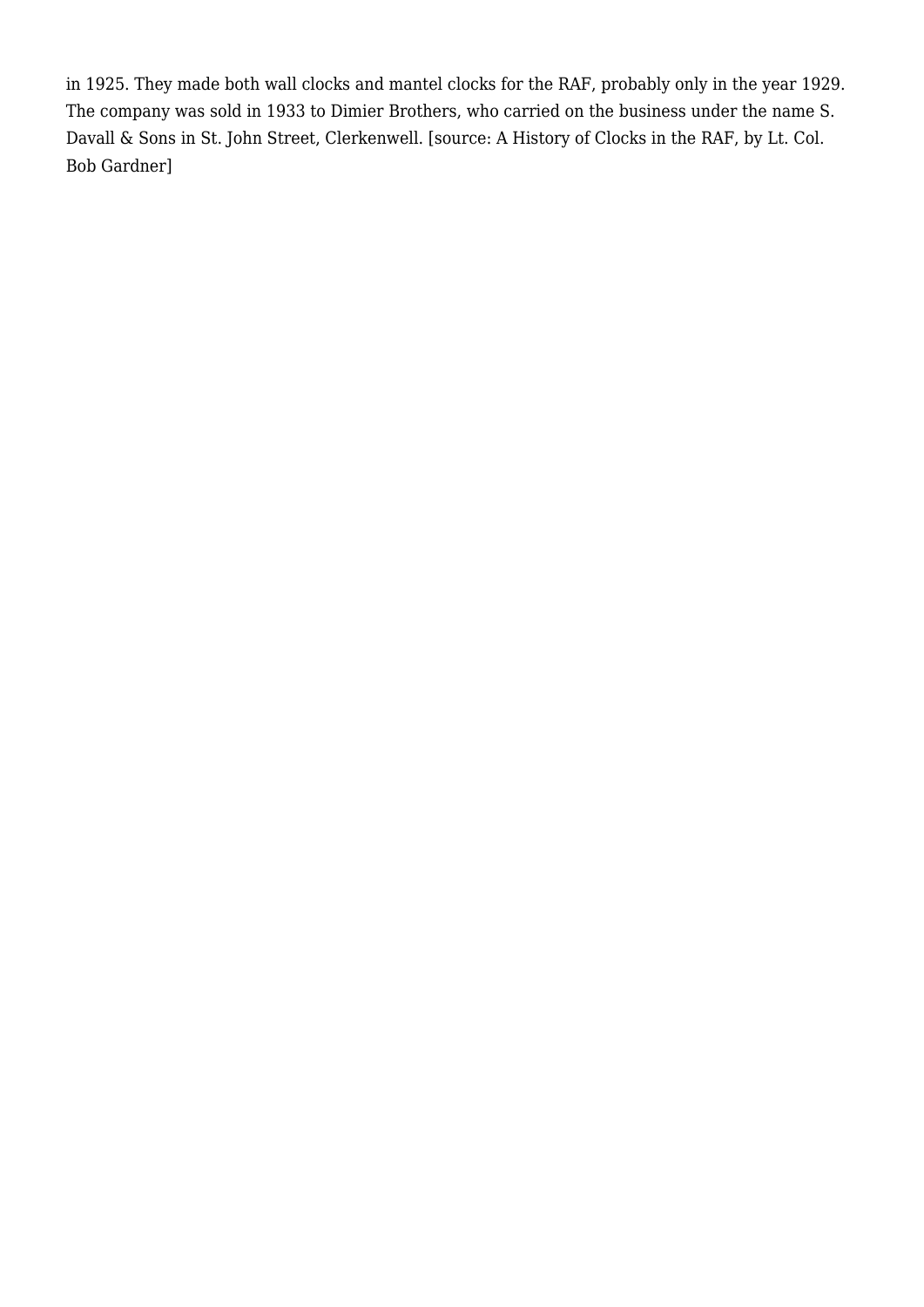in 1925. They made both wall clocks and mantel clocks for the RAF, probably only in the year 1929. The company was sold in 1933 to Dimier Brothers, who carried on the business under the name S. Davall & Sons in St. John Street, Clerkenwell. [source: A History of Clocks in the RAF, by Lt. Col. Bob Gardner]